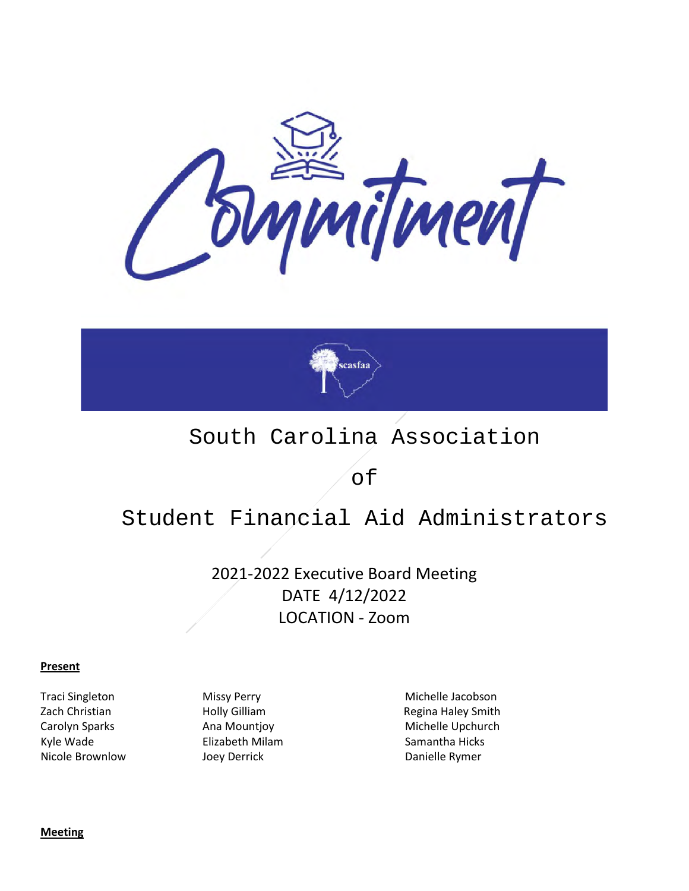# Commitment

scasfaa

# South Carolina Association of Student Financial Aid Administrators

2021-2022 Executive Board Meeting
DATE 4/12/2022
LOCATION - Zoom

**Present**

Traci Singleton
Zach Christian
Carolyn Sparks
Kyle Wade
Nicole Brownlow
Missy Perry
Holly Gilliam
Ana Mountjoy
Elizabeth Milam
Joey Derrick
Michelle Jacobson
Regina Haley Smith
Michelle Upchurch
Samantha Hicks
Danielle Rymer

**Meeting**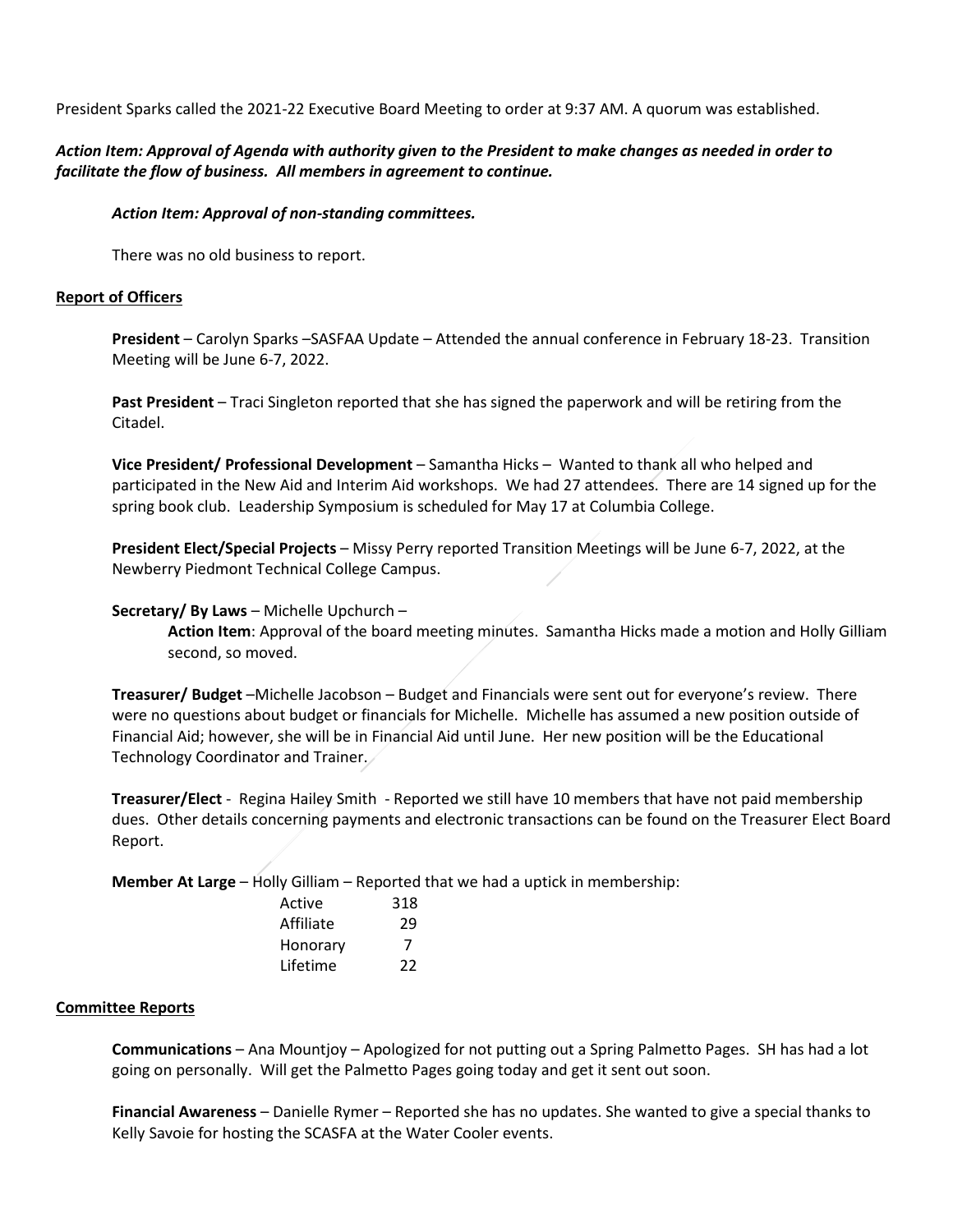President Sparks called the 2021-22 Executive Board Meeting to order at 9:37 AM. A quorum was established.

***Action Item: Approval of Agenda with authority given to the President to make changes as needed in order to facilitate the flow of business. All members in agreement to continue.***

***Action Item: Approval of non-standing committees.***

There was no old business to report.

**Report of Officers**

**President** – Carolyn Sparks –SASFAA Update – Attended the annual conference in February 18-23. Transition Meeting will be June 6-7, 2022.

**Past President** – Traci Singleton reported that she has signed the paperwork and will be retiring from the Citadel.

**Vice President/ Professional Development** – Samantha Hicks – Wanted to thank all who helped and participated in the New Aid and Interim Aid workshops. We had 27 attendees. There are 14 signed up for the spring book club. Leadership Symposium is scheduled for May 17 at Columbia College.

**President Elect/Special Projects** – Missy Perry reported Transition Meetings will be June 6-7, 2022, at the Newberry Piedmont Technical College Campus.

**Secretary/ By Laws** – Michelle Upchurch –

**Action Item**: Approval of the board meeting minutes. Samantha Hicks made a motion and Holly Gilliam second, so moved.

**Treasurer/ Budget** –Michelle Jacobson – Budget and Financials were sent out for everyone's review. There were no questions about budget or financials for Michelle. Michelle has assumed a new position outside of Financial Aid; however, she will be in Financial Aid until June. Her new position will be the Educational Technology Coordinator and Trainer.

**Treasurer/Elect** - Regina Hailey Smith - Reported we still have 10 members that have not paid membership dues. Other details concerning payments and electronic transactions can be found on the Treasurer Elect Board Report.

**Member At Large** – Holly Gilliam – Reported that we had a uptick in membership:

| | |
|---|---|
| Active | 318 |
| Affiliate | 29 |
| Honorary | 7 |
| Lifetime | 22 |

**Committee Reports**

**Communications** – Ana Mountjoy – Apologized for not putting out a Spring Palmetto Pages. SH has had a lot going on personally. Will get the Palmetto Pages going today and get it sent out soon.

**Financial Awareness** – Danielle Rymer – Reported she has no updates. She wanted to give a special thanks to Kelly Savoie for hosting the SCASFA at the Water Cooler events.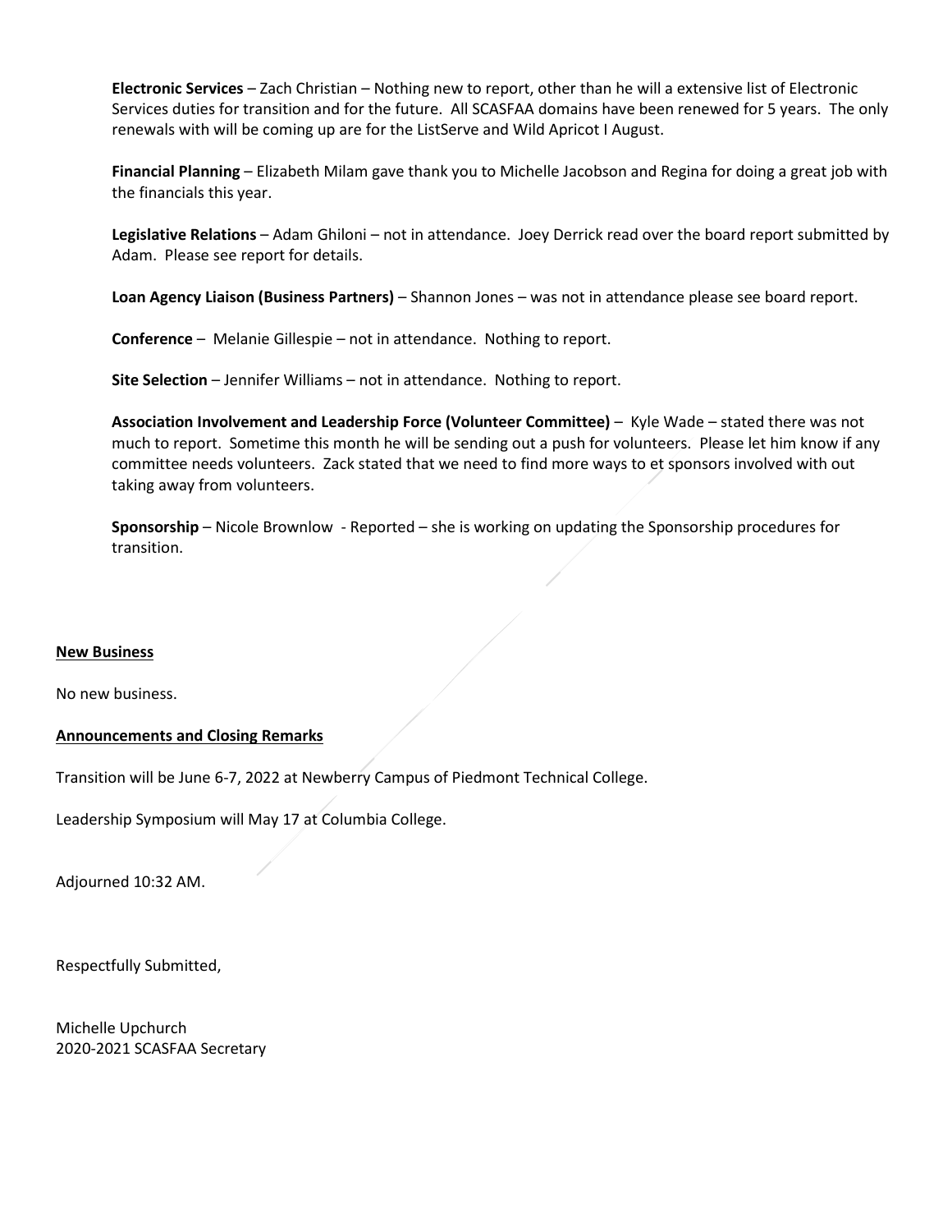**Electronic Services** – Zach Christian – Nothing new to report, other than he will a extensive list of Electronic Services duties for transition and for the future. All SCASFAA domains have been renewed for 5 years. The only renewals with will be coming up are for the ListServe and Wild Apricot I August.

**Financial Planning** – Elizabeth Milam gave thank you to Michelle Jacobson and Regina for doing a great job with the financials this year.

**Legislative Relations** – Adam Ghiloni – not in attendance. Joey Derrick read over the board report submitted by Adam. Please see report for details.

**Loan Agency Liaison (Business Partners)** – Shannon Jones – was not in attendance please see board report.

**Conference** – Melanie Gillespie – not in attendance. Nothing to report.

**Site Selection** – Jennifer Williams – not in attendance. Nothing to report.

**Association Involvement and Leadership Force (Volunteer Committee)** – Kyle Wade – stated there was not much to report. Sometime this month he will be sending out a push for volunteers. Please let him know if any committee needs volunteers. Zack stated that we need to find more ways to et sponsors involved with out taking away from volunteers.

**Sponsorship** – Nicole Brownlow - Reported – she is working on updating the Sponsorship procedures for transition.

**New Business**

No new business.

**Announcements and Closing Remarks**

Transition will be June 6-7, 2022 at Newberry Campus of Piedmont Technical College.

Leadership Symposium will May 17 at Columbia College.

Adjourned 10:32 AM.

Respectfully Submitted,

Michelle Upchurch
2020-2021 SCASFAA Secretary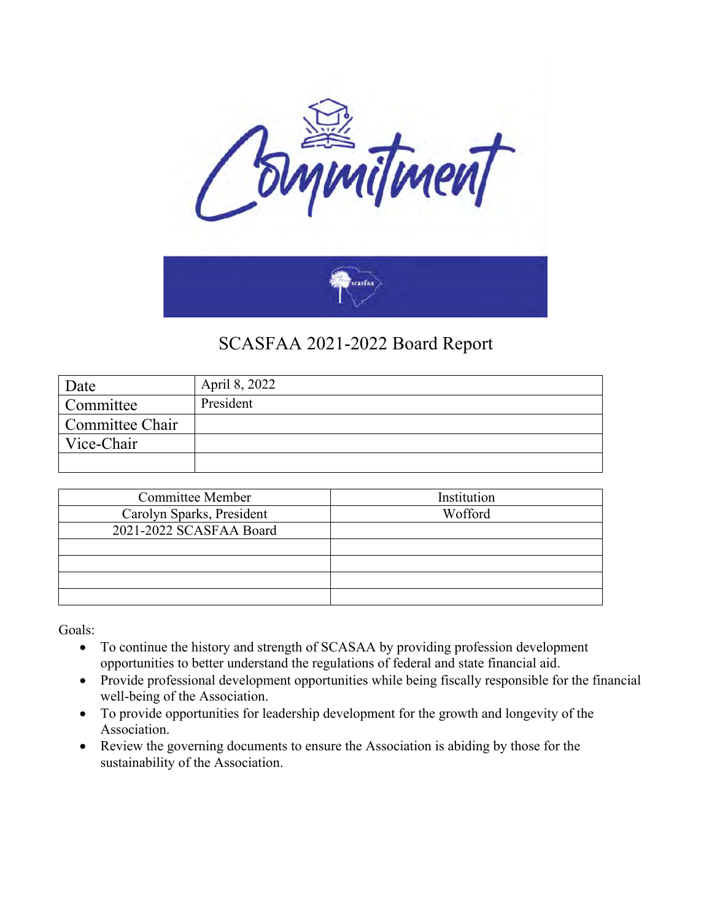Commitment

scasfaa

# SCASFAA 2021-2022 Board Report

| Date | April 8, 2022 |
|---|---|
| Committee | President |
| Committee Chair | |
| Vice-Chair | |
| | |

| Committee Member | Institution |
|---|---|
| Carolyn Sparks, President | Wofford |
| 2021-2022 SCASFAA Board | |
| | |
| | |
| | |
| | |

Goals:

- To continue the history and strength of SCASAA by providing profession development opportunities to better understand the regulations of federal and state financial aid.
- Provide professional development opportunities while being fiscally responsible for the financial well-being of the Association.
- To provide opportunities for leadership development for the growth and longevity of the Association.
- Review the governing documents to ensure the Association is abiding by those for the sustainability of the Association.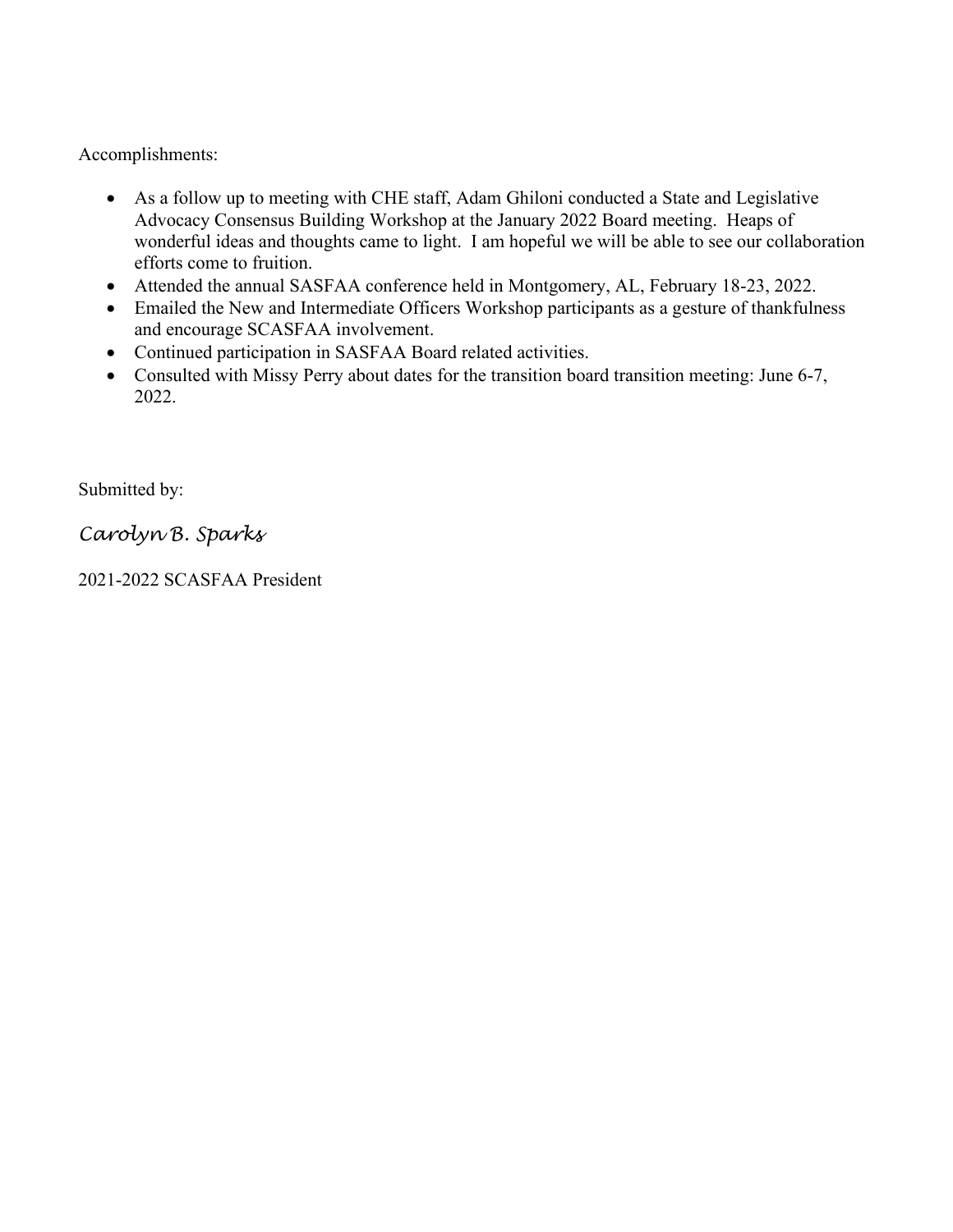Accomplishments:

- As a follow up to meeting with CHE staff, Adam Ghiloni conducted a State and Legislative Advocacy Consensus Building Workshop at the January 2022 Board meeting. Heaps of wonderful ideas and thoughts came to light. I am hopeful we will be able to see our collaboration efforts come to fruition.
- Attended the annual SASFAA conference held in Montgomery, AL, February 18-23, 2022.
- Emailed the New and Intermediate Officers Workshop participants as a gesture of thankfulness and encourage SCASFAA involvement.
- Continued participation in SASFAA Board related activities.
- Consulted with Missy Perry about dates for the transition board transition meeting: June 6-7, 2022.

Submitted by:

*Carolyn B. Sparks*

2021-2022 SCASFAA President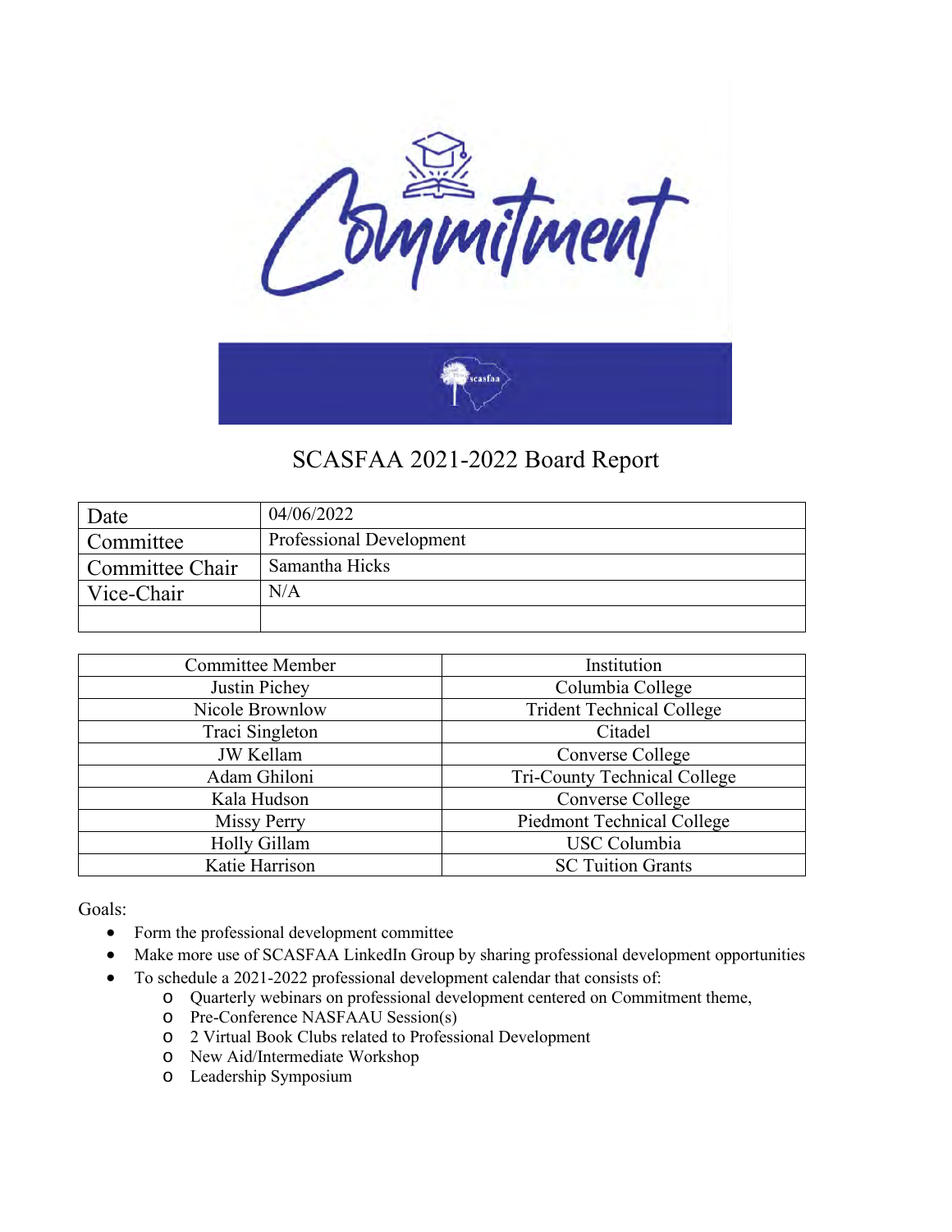# SCASFAA 2021-2022 Board Report

| Date | 04/06/2022 |
|---|---|
| Committee | Professional Development |
| Committee Chair | Samantha Hicks |
| Vice-Chair | N/A |
| | |

| Committee Member | Institution |
|---|---|
| Justin Pichey | Columbia College |
| Nicole Brownlow | Trident Technical College |
| Traci Singleton | Citadel |
| JW Kellam | Converse College |
| Adam Ghiloni | Tri-County Technical College |
| Kala Hudson | Converse College |
| Missy Perry | Piedmont Technical College |
| Holly Gillam | USC Columbia |
| Katie Harrison | SC Tuition Grants |

Goals:

- Form the professional development committee
- Make more use of SCASFAA LinkedIn Group by sharing professional development opportunities
- To schedule a 2021-2022 professional development calendar that consists of:
  - Quarterly webinars on professional development centered on Commitment theme,
  - Pre-Conference NASFAAU Session(s)
  - 2 Virtual Book Clubs related to Professional Development
  - New Aid/Intermediate Workshop
  - Leadership Symposium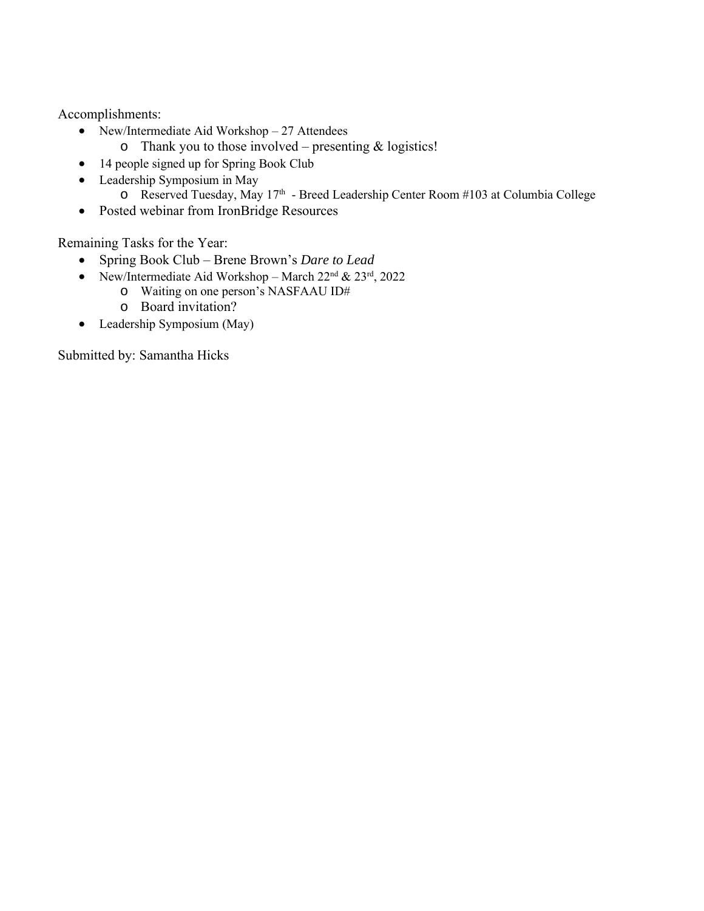Accomplishments:

- New/Intermediate Aid Workshop – 27 Attendees
    - Thank you to those involved – presenting & logistics!
- 14 people signed up for Spring Book Club
- Leadership Symposium in May
    - Reserved Tuesday, May 17th - Breed Leadership Center Room #103 at Columbia College
- Posted webinar from IronBridge Resources

Remaining Tasks for the Year:

- Spring Book Club – Brene Brown's *Dare to Lead*
- New/Intermediate Aid Workshop – March 22nd & 23rd, 2022
    - Waiting on one person's NASFAAU ID#
    - Board invitation?
- Leadership Symposium (May)

Submitted by: Samantha Hicks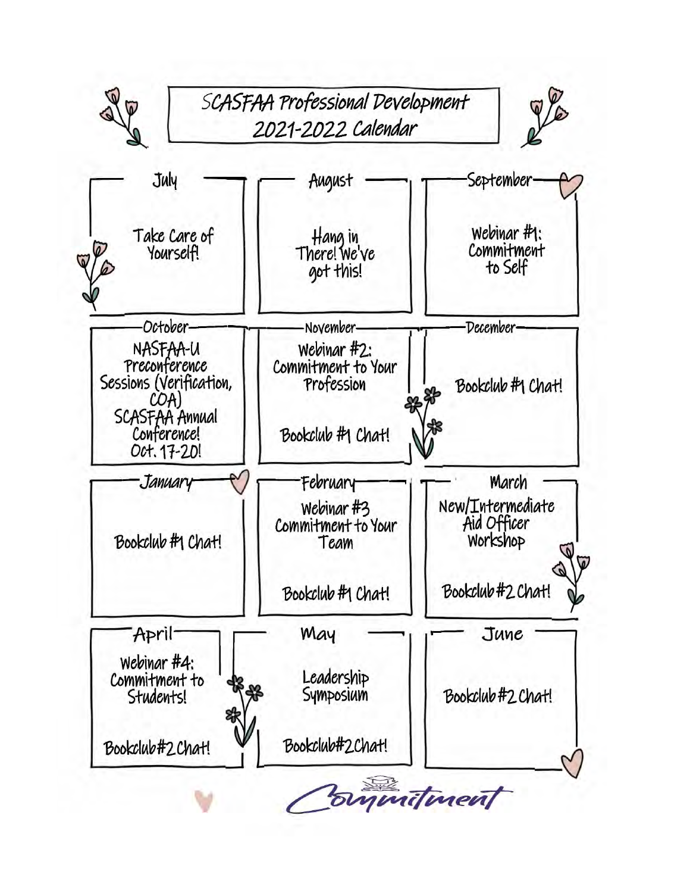# SCASFAA Professional Development 2021-2022 Calendar

| Month | Events |
| --- | --- |
| July | Take Care of Yourself! |
| August | Hang in There! We've got this! |
| September | Webinar #1: Commitment to Self |
| October | NASFAA-U Preconference Sessions (Verification, COA); SCASFAA Annual Conference! Oct. 17-20! |
| November | Webinar #2: Commitment to Your Profession; Bookclub #1 Chat! |
| December | Bookclub #1 Chat! |
| January | Bookclub #1 Chat! |
| February | Webinar #3 Commitment to Your Team; Bookclub #1 Chat! |
| March | New/Intermediate Aid Officer Workshop; Bookclub #2 Chat! |
| April | Webinar #4: Commitment to Students!; Bookclub #2 Chat! |
| May | Leadership Symposium; Bookclub #2 Chat! |
| June | Bookclub #2 Chat! |

Commitment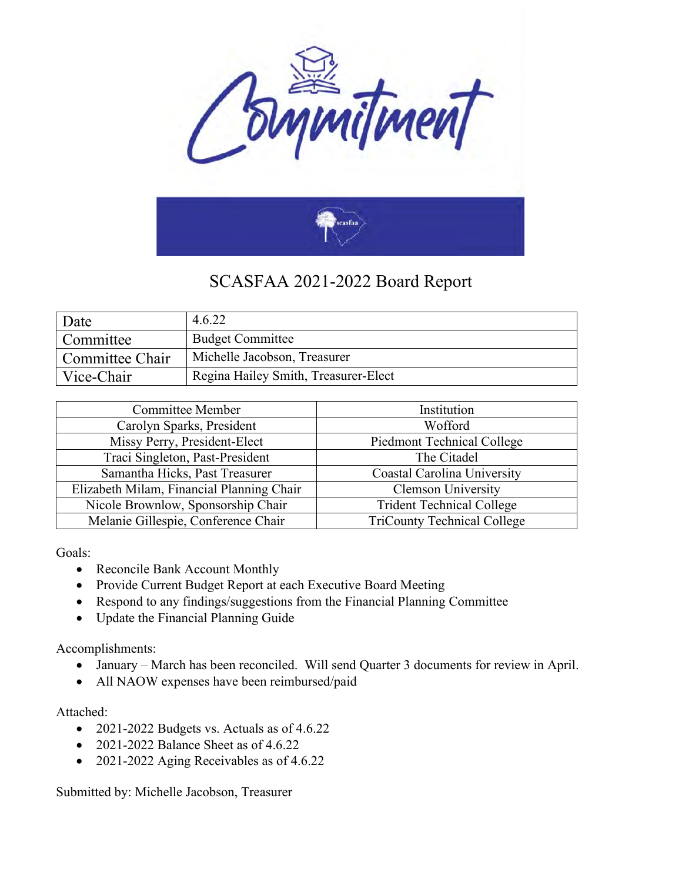# SCASFAA 2021-2022 Board Report

| Date | 4.6.22 |
|---|---|
| Committee | Budget Committee |
| Committee Chair | Michelle Jacobson, Treasurer |
| Vice-Chair | Regina Hailey Smith, Treasurer-Elect |

| Committee Member | Institution |
|---|---|
| Carolyn Sparks, President | Wofford |
| Missy Perry, President-Elect | Piedmont Technical College |
| Traci Singleton, Past-President | The Citadel |
| Samantha Hicks, Past Treasurer | Coastal Carolina University |
| Elizabeth Milam, Financial Planning Chair | Clemson University |
| Nicole Brownlow, Sponsorship Chair | Trident Technical College |
| Melanie Gillespie, Conference Chair | TriCounty Technical College |

Goals:

- Reconcile Bank Account Monthly
- Provide Current Budget Report at each Executive Board Meeting
- Respond to any findings/suggestions from the Financial Planning Committee
- Update the Financial Planning Guide

Accomplishments:

- January – March has been reconciled. Will send Quarter 3 documents for review in April.
- All NAOW expenses have been reimbursed/paid

Attached:

- 2021-2022 Budgets vs. Actuals as of 4.6.22
- 2021-2022 Balance Sheet as of 4.6.22
- 2021-2022 Aging Receivables as of 4.6.22

Submitted by: Michelle Jacobson, Treasurer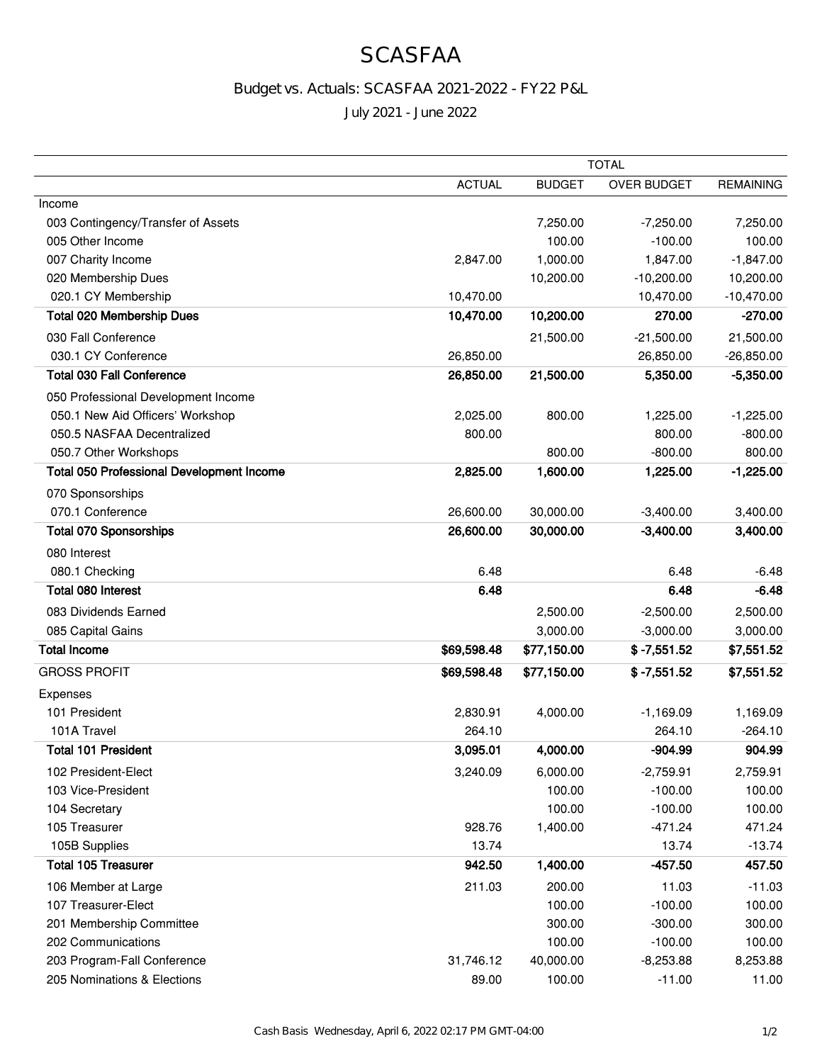# SCASFAA

## Budget vs. Actuals: SCASFAA 2021-2022 - FY22 P&L

July 2021 - June 2022

| | TOTAL | | | |
|---|---|---|---|---|
| | ACTUAL | BUDGET | OVER BUDGET | REMAINING |
| Income | | | | |
| 003 Contingency/Transfer of Assets | | 7,250.00 | -7,250.00 | 7,250.00 |
| 005 Other Income | | 100.00 | -100.00 | 100.00 |
| 007 Charity Income | 2,847.00 | 1,000.00 | 1,847.00 | -1,847.00 |
| 020 Membership Dues | | 10,200.00 | -10,200.00 | 10,200.00 |
| 020.1 CY Membership | 10,470.00 | | 10,470.00 | -10,470.00 |
| **Total 020 Membership Dues** | **10,470.00** | **10,200.00** | **270.00** | **-270.00** |
| 030 Fall Conference | | 21,500.00 | -21,500.00 | 21,500.00 |
| 030.1 CY Conference | 26,850.00 | | 26,850.00 | -26,850.00 |
| **Total 030 Fall Conference** | **26,850.00** | **21,500.00** | **5,350.00** | **-5,350.00** |
| 050 Professional Development Income | | | | |
| 050.1 New Aid Officers' Workshop | 2,025.00 | 800.00 | 1,225.00 | -1,225.00 |
| 050.5 NASFAA Decentralized | 800.00 | | 800.00 | -800.00 |
| 050.7 Other Workshops | | 800.00 | -800.00 | 800.00 |
| **Total 050 Professional Development Income** | **2,825.00** | **1,600.00** | **1,225.00** | **-1,225.00** |
| 070 Sponsorships | | | | |
| 070.1 Conference | 26,600.00 | 30,000.00 | -3,400.00 | 3,400.00 |
| **Total 070 Sponsorships** | **26,600.00** | **30,000.00** | **-3,400.00** | **3,400.00** |
| 080 Interest | | | | |
| 080.1 Checking | 6.48 | | 6.48 | -6.48 |
| **Total 080 Interest** | **6.48** | | **6.48** | **-6.48** |
| 083 Dividends Earned | | 2,500.00 | -2,500.00 | 2,500.00 |
| 085 Capital Gains | | 3,000.00 | -3,000.00 | 3,000.00 |
| **Total Income** | **$69,598.48** | **$77,150.00** | **$ -7,551.52** | **$7,551.52** |
| GROSS PROFIT | **$69,598.48** | **$77,150.00** | **$ -7,551.52** | **$7,551.52** |
| Expenses | | | | |
| 101 President | 2,830.91 | 4,000.00 | -1,169.09 | 1,169.09 |
| 101A Travel | 264.10 | | 264.10 | -264.10 |
| **Total 101 President** | **3,095.01** | **4,000.00** | **-904.99** | **904.99** |
| 102 President-Elect | 3,240.09 | 6,000.00 | -2,759.91 | 2,759.91 |
| 103 Vice-President | | 100.00 | -100.00 | 100.00 |
| 104 Secretary | | 100.00 | -100.00 | 100.00 |
| 105 Treasurer | 928.76 | 1,400.00 | -471.24 | 471.24 |
| 105B Supplies | 13.74 | | 13.74 | -13.74 |
| **Total 105 Treasurer** | **942.50** | **1,400.00** | **-457.50** | **457.50** |
| 106 Member at Large | 211.03 | 200.00 | 11.03 | -11.03 |
| 107 Treasurer-Elect | | 100.00 | -100.00 | 100.00 |
| 201 Membership Committee | | 300.00 | -300.00 | 300.00 |
| 202 Communications | | 100.00 | -100.00 | 100.00 |
| 203 Program-Fall Conference | 31,746.12 | 40,000.00 | -8,253.88 | 8,253.88 |
| 205 Nominations & Elections | 89.00 | 100.00 | -11.00 | 11.00 |

Cash Basis Wednesday, April 6, 2022 02:17 PM GMT-04:00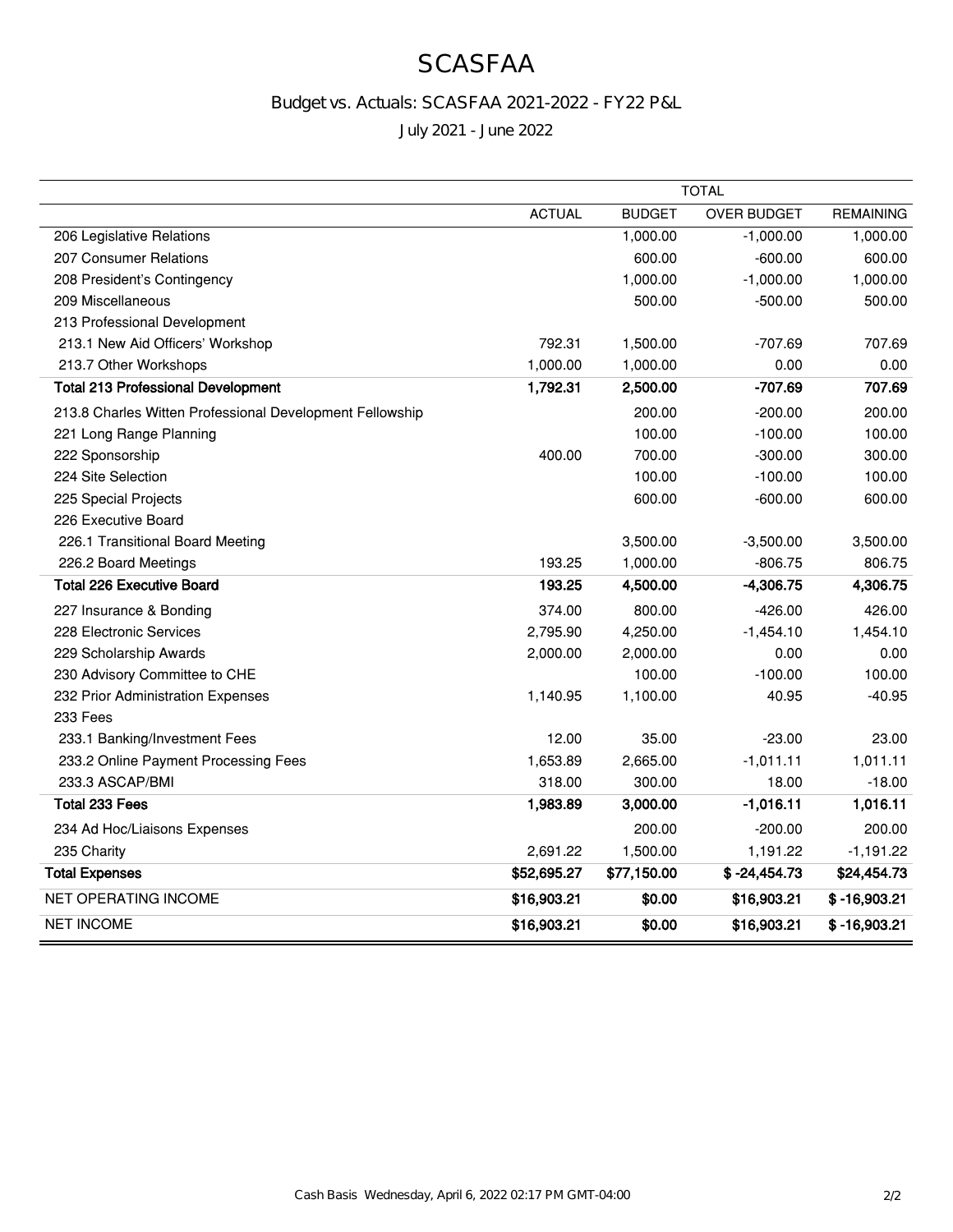# SCASFAA

## Budget vs. Actuals: SCASFAA 2021-2022 - FY22 P&L

July 2021 - June 2022

| | TOTAL | | | |
|---|---|---|---|---|
| | ACTUAL | BUDGET | OVER BUDGET | REMAINING |
| 206 Legislative Relations | | 1,000.00 | -1,000.00 | 1,000.00 |
| 207 Consumer Relations | | 600.00 | -600.00 | 600.00 |
| 208 President's Contingency | | 1,000.00 | -1,000.00 | 1,000.00 |
| 209 Miscellaneous | | 500.00 | -500.00 | 500.00 |
| 213 Professional Development | | | | |
| 213.1 New Aid Officers' Workshop | 792.31 | 1,500.00 | -707.69 | 707.69 |
| 213.7 Other Workshops | 1,000.00 | 1,000.00 | 0.00 | 0.00 |
| **Total 213 Professional Development** | **1,792.31** | **2,500.00** | **-707.69** | **707.69** |
| 213.8 Charles Witten Professional Development Fellowship | | 200.00 | -200.00 | 200.00 |
| 221 Long Range Planning | | 100.00 | -100.00 | 100.00 |
| 222 Sponsorship | 400.00 | 700.00 | -300.00 | 300.00 |
| 224 Site Selection | | 100.00 | -100.00 | 100.00 |
| 225 Special Projects | | 600.00 | -600.00 | 600.00 |
| 226 Executive Board | | | | |
| 226.1 Transitional Board Meeting | | 3,500.00 | -3,500.00 | 3,500.00 |
| 226.2 Board Meetings | 193.25 | 1,000.00 | -806.75 | 806.75 |
| **Total 226 Executive Board** | **193.25** | **4,500.00** | **-4,306.75** | **4,306.75** |
| 227 Insurance & Bonding | 374.00 | 800.00 | -426.00 | 426.00 |
| 228 Electronic Services | 2,795.90 | 4,250.00 | -1,454.10 | 1,454.10 |
| 229 Scholarship Awards | 2,000.00 | 2,000.00 | 0.00 | 0.00 |
| 230 Advisory Committee to CHE | | 100.00 | -100.00 | 100.00 |
| 232 Prior Administration Expenses | 1,140.95 | 1,100.00 | 40.95 | -40.95 |
| 233 Fees | | | | |
| 233.1 Banking/Investment Fees | 12.00 | 35.00 | -23.00 | 23.00 |
| 233.2 Online Payment Processing Fees | 1,653.89 | 2,665.00 | -1,011.11 | 1,011.11 |
| 233.3 ASCAP/BMI | 318.00 | 300.00 | 18.00 | -18.00 |
| **Total 233 Fees** | **1,983.89** | **3,000.00** | **-1,016.11** | **1,016.11** |
| 234 Ad Hoc/Liaisons Expenses | | 200.00 | -200.00 | 200.00 |
| 235 Charity | 2,691.22 | 1,500.00 | 1,191.22 | -1,191.22 |
| **Total Expenses** | **$52,695.27** | **$77,150.00** | **$ -24,454.73** | **$24,454.73** |
| NET OPERATING INCOME | **$16,903.21** | **$0.00** | **$16,903.21** | **$ -16,903.21** |
| NET INCOME | **$16,903.21** | **$0.00** | **$16,903.21** | **$ -16,903.21** |

Cash Basis Wednesday, April 6, 2022 02:17 PM GMT-04:00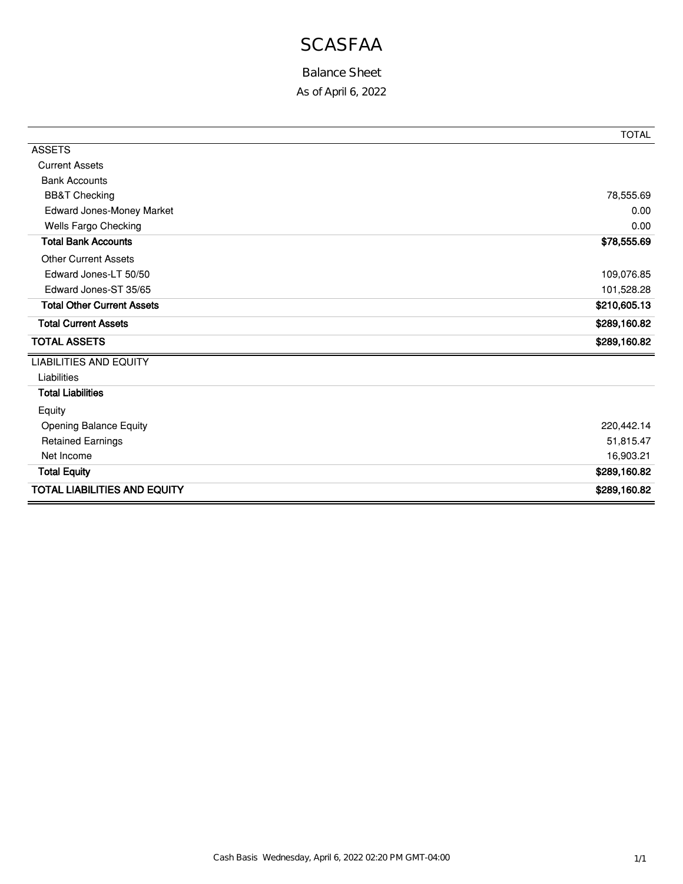# SCASFAA

## Balance Sheet

As of April 6, 2022

| | TOTAL |
|---|---|
| ASSETS | |
| Current Assets | |
| Bank Accounts | |
| BB&T Checking | 78,555.69 |
| Edward Jones-Money Market | 0.00 |
| Wells Fargo Checking | 0.00 |
| **Total Bank Accounts** | **$78,555.69** |
| Other Current Assets | |
| Edward Jones-LT 50/50 | 109,076.85 |
| Edward Jones-ST 35/65 | 101,528.28 |
| **Total Other Current Assets** | **$210,605.13** |
| **Total Current Assets** | **$289,160.82** |
| **TOTAL ASSETS** | **$289,160.82** |
| LIABILITIES AND EQUITY | |
| Liabilities | |
| **Total Liabilities** | |
| Equity | |
| Opening Balance Equity | 220,442.14 |
| Retained Earnings | 51,815.47 |
| Net Income | 16,903.21 |
| **Total Equity** | **$289,160.82** |
| **TOTAL LIABILITIES AND EQUITY** | **$289,160.82** |

Cash Basis Wednesday, April 6, 2022 02:20 PM GMT-04:00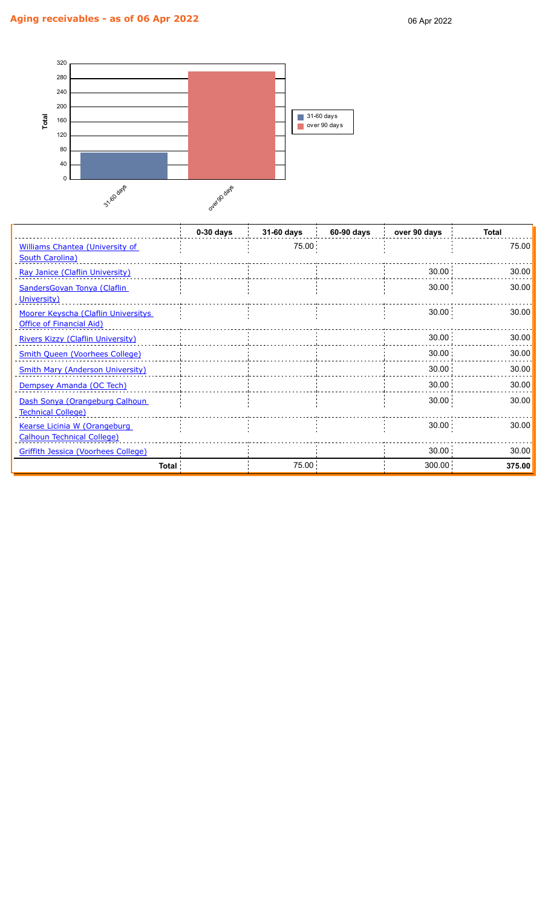# Aging receivables - as of 06 Apr 2022

06 Apr 2022

| | 0-30 days | 31-60 days | 60-90 days | over 90 days | Total |
|---|---|---|---|---|---|
| Williams Chantea (University of South Carolina) | | 75.00 | | | 75.00 |
| Ray Janice (Claflin University) | | | | 30.00 | 30.00 |
| SandersGovan Tonya (Claflin University) | | | | 30.00 | 30.00 |
| Moorer Keyscha (Claflin Universitys Office of Financial Aid) | | | | 30.00 | 30.00 |
| Rivers Kizzy (Claflin University) | | | | 30.00 | 30.00 |
| Smith Queen (Voorhees College) | | | | 30.00 | 30.00 |
| Smith Mary (Anderson University) | | | | 30.00 | 30.00 |
| Dempsey Amanda (OC Tech) | | | | 30.00 | 30.00 |
| Dash Sonya (Orangeburg Calhoun Technical College) | | | | 30.00 | 30.00 |
| Kearse Licinia W (Orangeburg Calhoun Technical College) | | | | 30.00 | 30.00 |
| Griffith Jessica (Voorhees College) | | | | 30.00 | 30.00 |
| **Total** | | 75.00 | | 300.00 | **375.00** |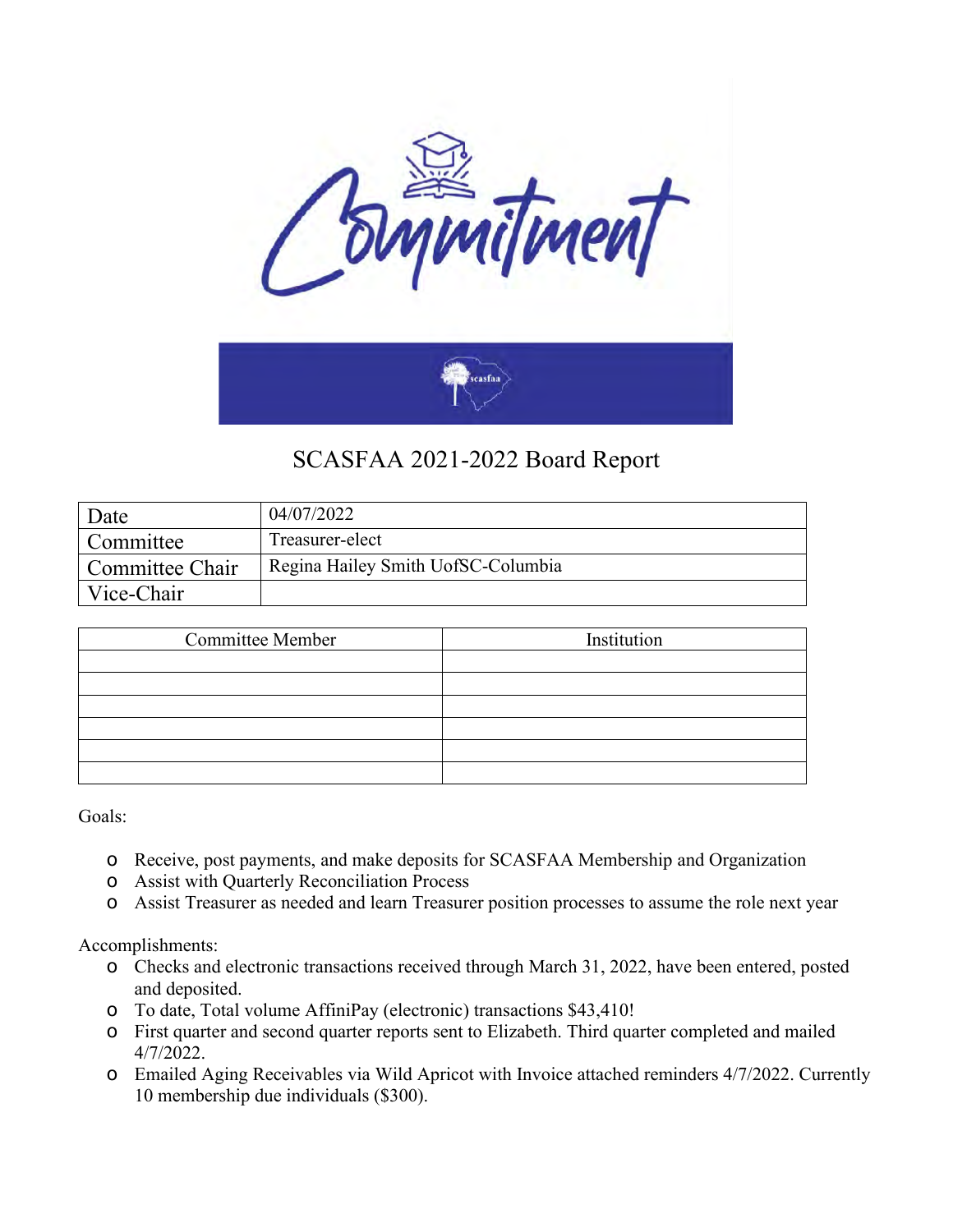# SCASFAA 2021-2022 Board Report

| Date | 04/07/2022 |
|---|---|
| Committee | Treasurer-elect |
| Committee Chair | Regina Hailey Smith UofSC-Columbia |
| Vice-Chair | |

| Committee Member | Institution |
|---|---|
| | |
| | |
| | |
| | |
| | |
| | |

Goals:

- Receive, post payments, and make deposits for SCASFAA Membership and Organization
- Assist with Quarterly Reconciliation Process
- Assist Treasurer as needed and learn Treasurer position processes to assume the role next year

Accomplishments:

- Checks and electronic transactions received through March 31, 2022, have been entered, posted and deposited.
- To date, Total volume AffiniPay (electronic) transactions $43,410!
- First quarter and second quarter reports sent to Elizabeth. Third quarter completed and mailed 4/7/2022.
- Emailed Aging Receivables via Wild Apricot with Invoice attached reminders 4/7/2022. Currently 10 membership due individuals ($300).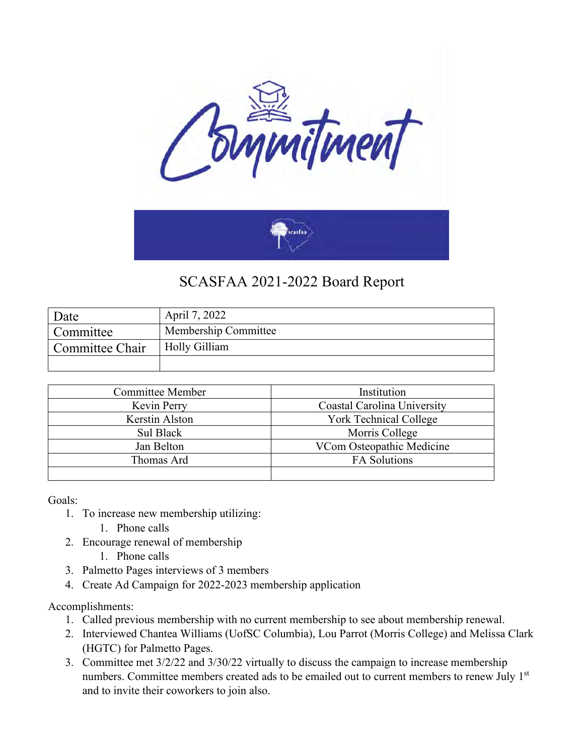# SCASFAA 2021-2022 Board Report

| Date | April 7, 2022 |
|---|---|
| Committee | Membership Committee |
| Committee Chair | Holly Gilliam |
| | |

| Committee Member | Institution |
|---|---|
| Kevin Perry | Coastal Carolina University |
| Kerstin Alston | York Technical College |
| Sul Black | Morris College |
| Jan Belton | VCom Osteopathic Medicine |
| Thomas Ard | FA Solutions |
| | |

Goals:

1. To increase new membership utilizing:
    1. Phone calls
2. Encourage renewal of membership
    1. Phone calls
3. Palmetto Pages interviews of 3 members
4. Create Ad Campaign for 2022-2023 membership application

Accomplishments:

1. Called previous membership with no current membership to see about membership renewal.
2. Interviewed Chantea Williams (UofSC Columbia), Lou Parrot (Morris College) and Melissa Clark (HGTC) for Palmetto Pages.
3. Committee met 3/2/22 and 3/30/22 virtually to discuss the campaign to increase membership numbers. Committee members created ads to be emailed out to current members to renew July 1st and to invite their coworkers to join also.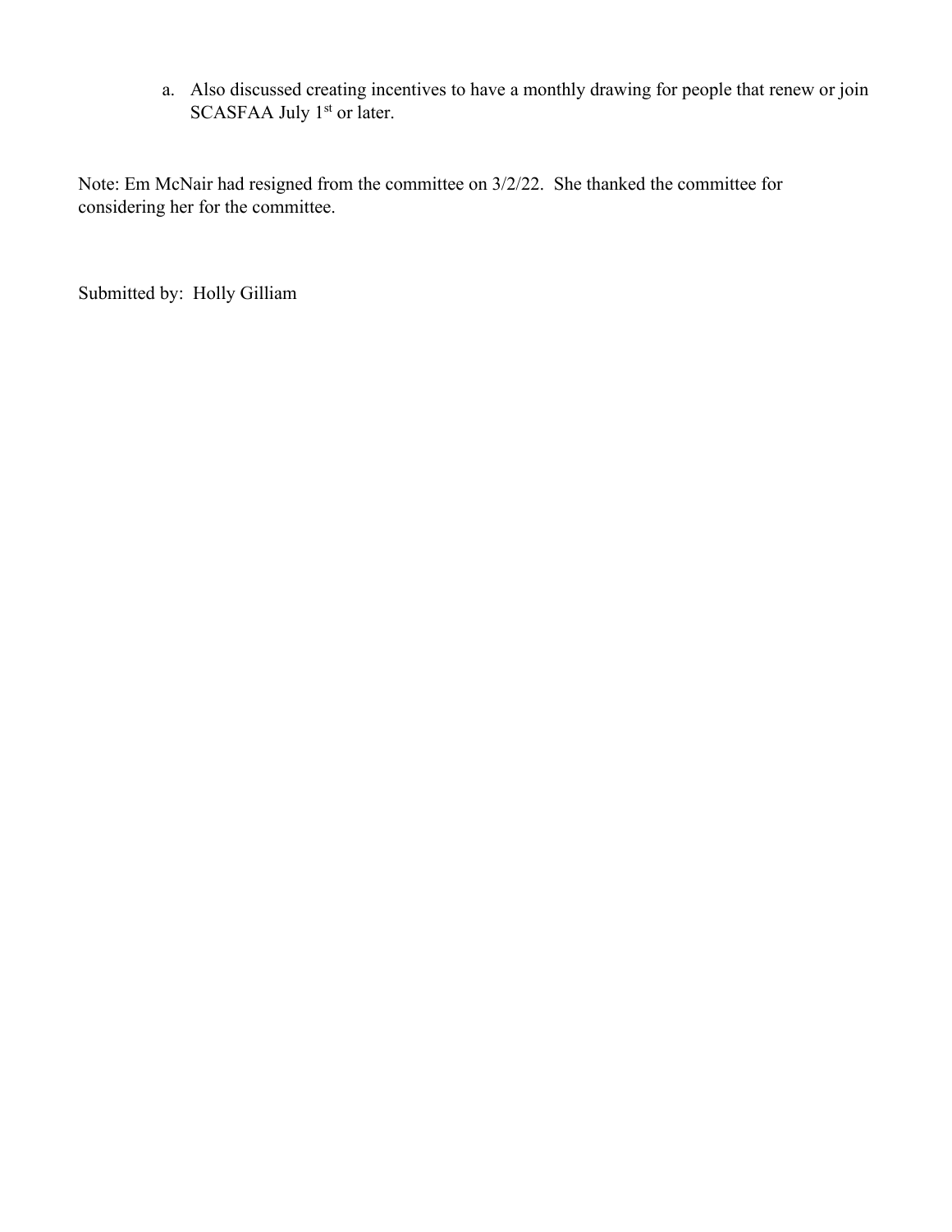a. Also discussed creating incentives to have a monthly drawing for people that renew or join SCASFAA July 1st or later.

Note: Em McNair had resigned from the committee on 3/2/22. She thanked the committee for considering her for the committee.

Submitted by: Holly Gilliam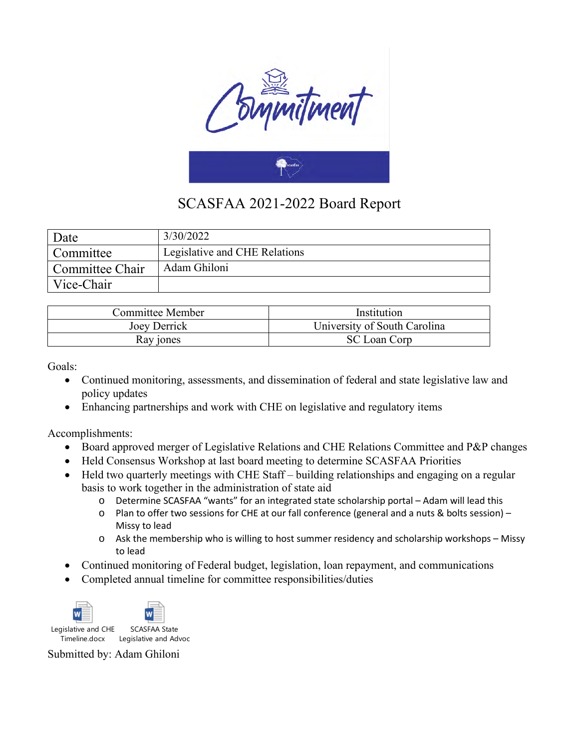# SCASFAA 2021-2022 Board Report

| Date | 3/30/2022 |
|---|---|
| Committee | Legislative and CHE Relations |
| Committee Chair | Adam Ghiloni |
| Vice-Chair | |

| Committee Member | Institution |
|---|---|
| Joey Derrick | University of South Carolina |
| Ray jones | SC Loan Corp |

Goals:

- Continued monitoring, assessments, and dissemination of federal and state legislative law and policy updates
- Enhancing partnerships and work with CHE on legislative and regulatory items

Accomplishments:

- Board approved merger of Legislative Relations and CHE Relations Committee and P&P changes
- Held Consensus Workshop at last board meeting to determine SCASFAA Priorities
- Held two quarterly meetings with CHE Staff – building relationships and engaging on a regular basis to work together in the administration of state aid
    - Determine SCASFAA "wants" for an integrated state scholarship portal – Adam will lead this
    - Plan to offer two sessions for CHE at our fall conference (general and a nuts & bolts session) – Missy to lead
    - Ask the membership who is willing to host summer residency and scholarship workshops – Missy to lead
- Continued monitoring of Federal budget, legislation, loan repayment, and communications
- Completed annual timeline for committee responsibilities/duties

Legislative and CHE Timeline.docx

SCASFAA State Legislative and Advoc

Submitted by: Adam Ghiloni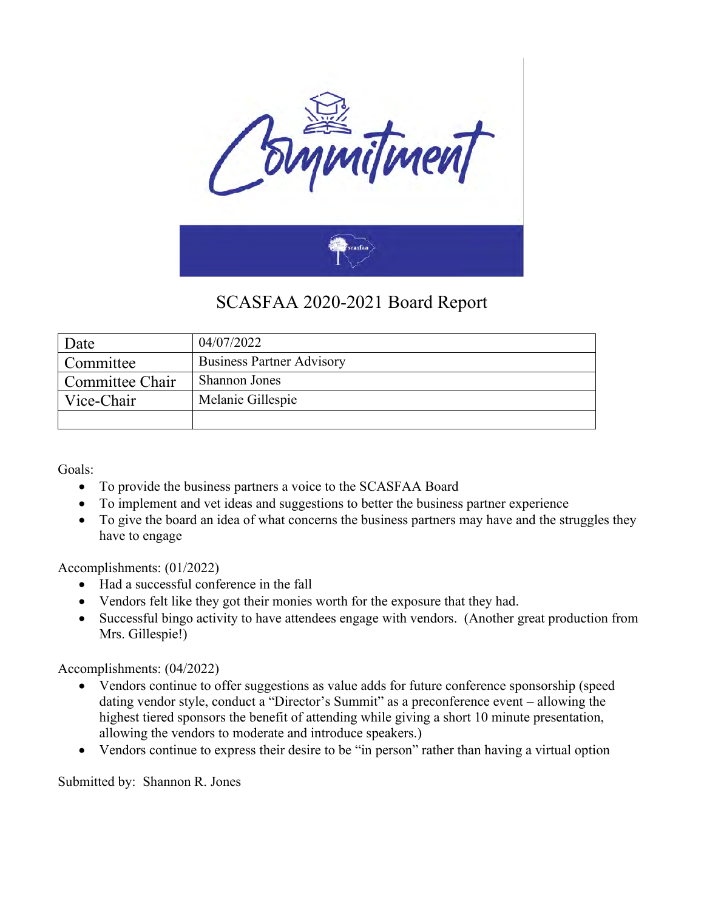# SCASFAA 2020-2021 Board Report

| Date | 04/07/2022 |
|---|---|
| Committee | Business Partner Advisory |
| Committee Chair | Shannon Jones |
| Vice-Chair | Melanie Gillespie |
| | |

Goals:

- To provide the business partners a voice to the SCASFAA Board
- To implement and vet ideas and suggestions to better the business partner experience
- To give the board an idea of what concerns the business partners may have and the struggles they have to engage

Accomplishments: (01/2022)

- Had a successful conference in the fall
- Vendors felt like they got their monies worth for the exposure that they had.
- Successful bingo activity to have attendees engage with vendors. (Another great production from Mrs. Gillespie!)

Accomplishments: (04/2022)

- Vendors continue to offer suggestions as value adds for future conference sponsorship (speed dating vendor style, conduct a "Director's Summit" as a preconference event – allowing the highest tiered sponsors the benefit of attending while giving a short 10 minute presentation, allowing the vendors to moderate and introduce speakers.)
- Vendors continue to express their desire to be "in person" rather than having a virtual option

Submitted by: Shannon R. Jones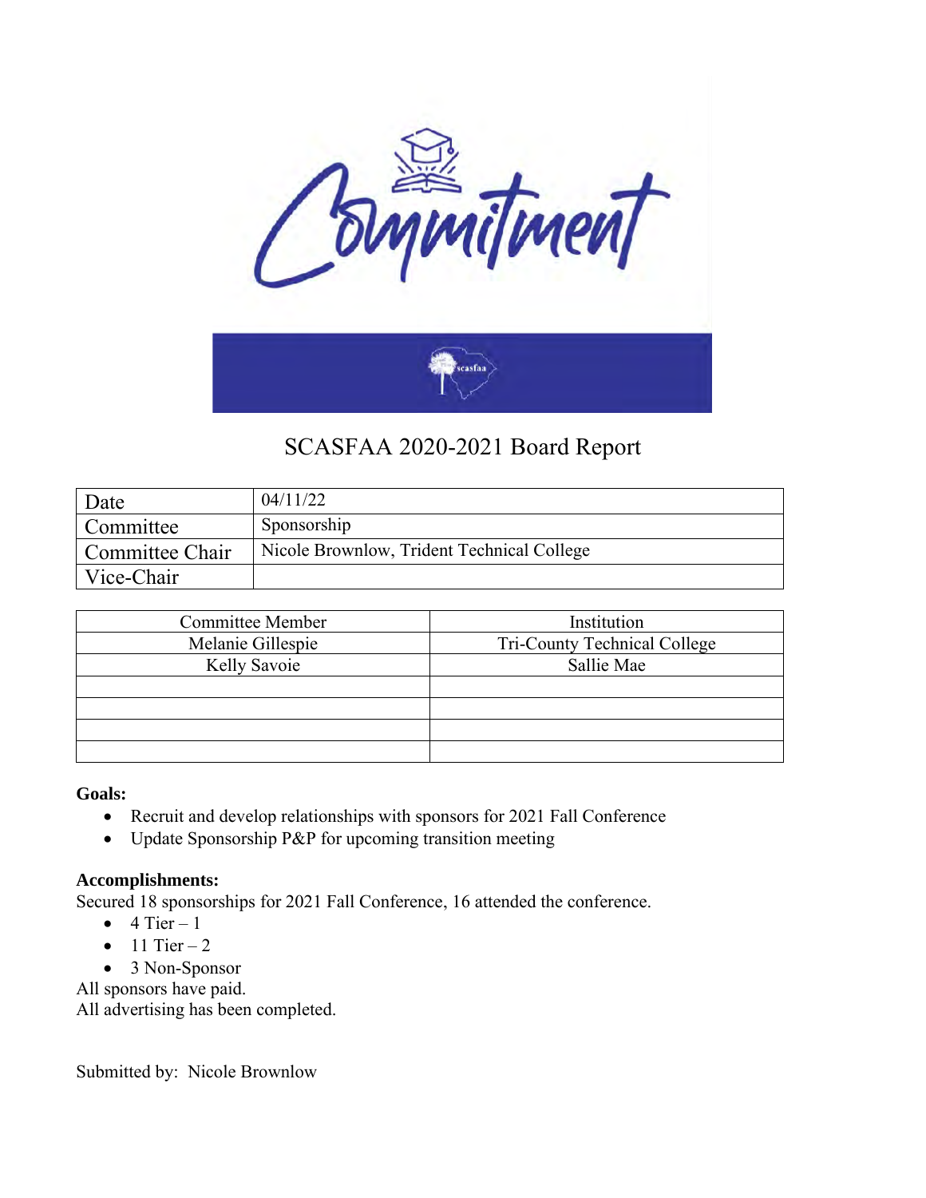# SCASFAA 2020-2021 Board Report

| | |
|---|---|
| Date | 04/11/22 |
| Committee | Sponsorship |
| Committee Chair | Nicole Brownlow, Trident Technical College |
| Vice-Chair | |

| Committee Member | Institution |
|---|---|
| Melanie Gillespie | Tri-County Technical College |
| Kelly Savoie | Sallie Mae |
| | |
| | |
| | |
| | |

**Goals:**

- Recruit and develop relationships with sponsors for 2021 Fall Conference
- Update Sponsorship P&P for upcoming transition meeting

**Accomplishments:**

Secured 18 sponsorships for 2021 Fall Conference, 16 attended the conference.

- 4 Tier – 1
- 11 Tier – 2
- 3 Non-Sponsor

All sponsors have paid.
All advertising has been completed.

Submitted by: Nicole Brownlow